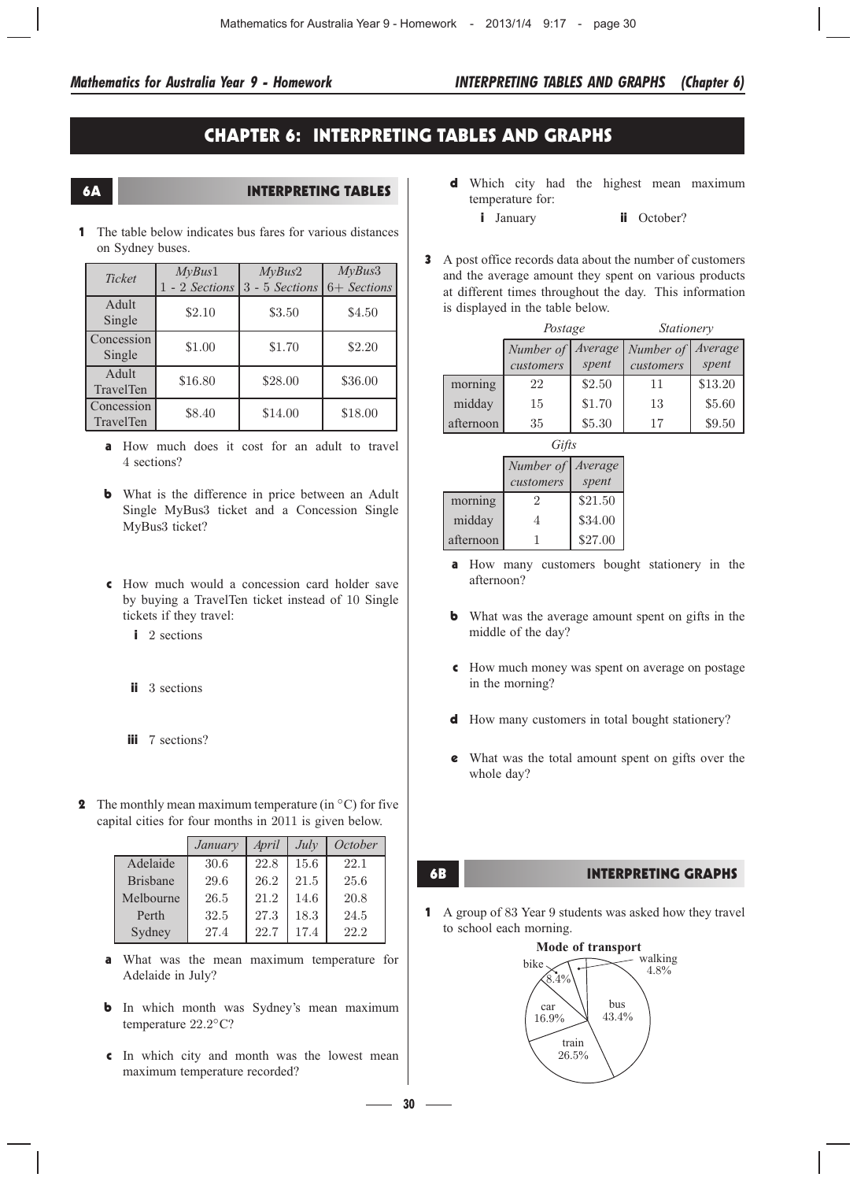# CHAPTER 6: INTERPRETING TABLES AND GRAPHS

## 6A INTERPRETING TABLES

**1** The table below indicates bus fares for various distances on Sydney buses.

| *Ticket* | *MyBus*1 1 - 2 *Sections* | *MyBus*2 3 - 5 *Sections* | *MyBus*3 6+ *Sections* |
|---|---|---|---|
| Adult Single | \$2.10 | \$3.50 | \$4.50 |
| Concession Single | \$1.00 | \$1.70 | \$2.20 |
| Adult TravelTen | \$16.80 | \$28.00 | \$36.00 |
| Concession TravelTen | \$8.40 | \$14.00 | \$18.00 |

**a** How much does it cost for an adult to travel 4 sections?

**b** What is the difference in price between an Adult Single MyBus3 ticket and a Concession Single MyBus3 ticket?

**c** How much would a concession card holder save by buying a TravelTen ticket instead of 10 Single tickets if they travel:

- **i** 2 sections
- **ii** 3 sections
- **iii** 7 sections?

**2** The monthly mean maximum temperature (in °C) for five capital cities for four months in 2011 is given below.

| | *January* | *April* | *July* | *October* |
|---|---|---|---|---|
| Adelaide | 30.6 | 22.8 | 15.6 | 22.1 |
| Brisbane | 29.6 | 26.2 | 21.5 | 25.6 |
| Melbourne | 26.5 | 21.2 | 14.6 | 20.8 |
| Perth | 32.5 | 27.3 | 18.3 | 24.5 |
| Sydney | 27.4 | 22.7 | 17.4 | 22.2 |

**a** What was the mean maximum temperature for Adelaide in July?

**b** In which month was Sydney's mean maximum temperature 22.2°C?

**c** In which city and month was the lowest mean maximum temperature recorded?

**d** Which city had the highest mean maximum temperature for:

- **i** January
- **ii** October?

**3** A post office records data about the number of customers and the average amount they spent on various products at different times throughout the day. This information is displayed in the table below.

| | *Postage* | | *Stationery* | |
|---|---|---|---|---|
| | *Number of customers* | *Average spent* | *Number of customers* | *Average spent* |
| morning | 22 | \$2.50 | 11 | \$13.20 |
| midday | 15 | \$1.70 | 13 | \$5.60 |
| afternoon | 35 | \$5.30 | 17 | \$9.50 |

| | *Gifts* | |
|---|---|---|
| | *Number of customers* | *Average spent* |
| morning | 2 | \$21.50 |
| midday | 4 | \$34.00 |
| afternoon | 1 | \$27.00 |

**a** How many customers bought stationery in the afternoon?

**b** What was the average amount spent on gifts in the middle of the day?

**c** How much money was spent on average on postage in the morning?

**d** How many customers in total bought stationery?

**e** What was the total amount spent on gifts over the whole day?

## 6B INTERPRETING GRAPHS

**1** A group of 83 Year 9 students was asked how they travel to school each morning.

**Mode of transport**

bike 8.4%, walking 4.8%, car 16.9%, bus 43.4%, train 26.5%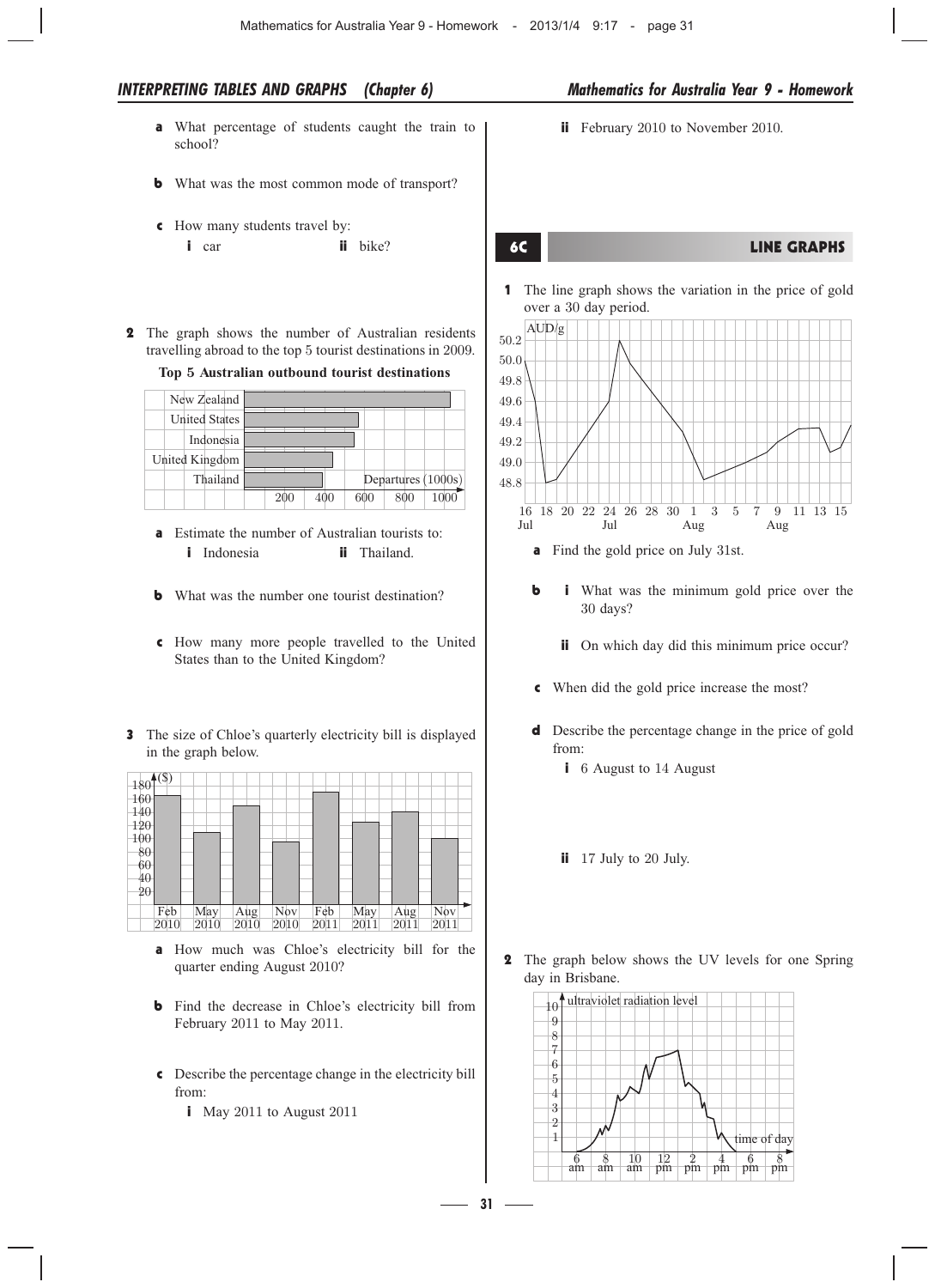**a** What percentage of students caught the train to school?

**b** What was the most common mode of transport?

**c** How many students travel by:

 **i** car  **ii** bike?

**2** The graph shows the number of Australian residents travelling abroad to the top 5 tourist destinations in 2009.

**Top 5 Australian outbound tourist destinations**

**a** Estimate the number of Australian tourists to:

 **i** Indonesia  **ii** Thailand.

**b** What was the number one tourist destination?

**c** How many more people travelled to the United States than to the United Kingdom?

**3** The size of Chloe's quarterly electricity bill is displayed in the graph below.

**a** How much was Chloe's electricity bill for the quarter ending August 2010?

**b** Find the decrease in Chloe's electricity bill from February 2011 to May 2011.

**c** Describe the percentage change in the electricity bill from:

 **i** May 2011 to August 2011

 **ii** February 2010 to November 2010.

## 6C LINE GRAPHS

**1** The line graph shows the variation in the price of gold over a 30 day period.

**a** Find the gold price on July 31st.

**b** **i** What was the minimum gold price over the 30 days?

 **ii** On which day did this minimum price occur?

**c** When did the gold price increase the most?

**d** Describe the percentage change in the price of gold from:

 **i** 6 August to 14 August

 **ii** 17 July to 20 July.

**2** The graph below shows the UV levels for one Spring day in Brisbane.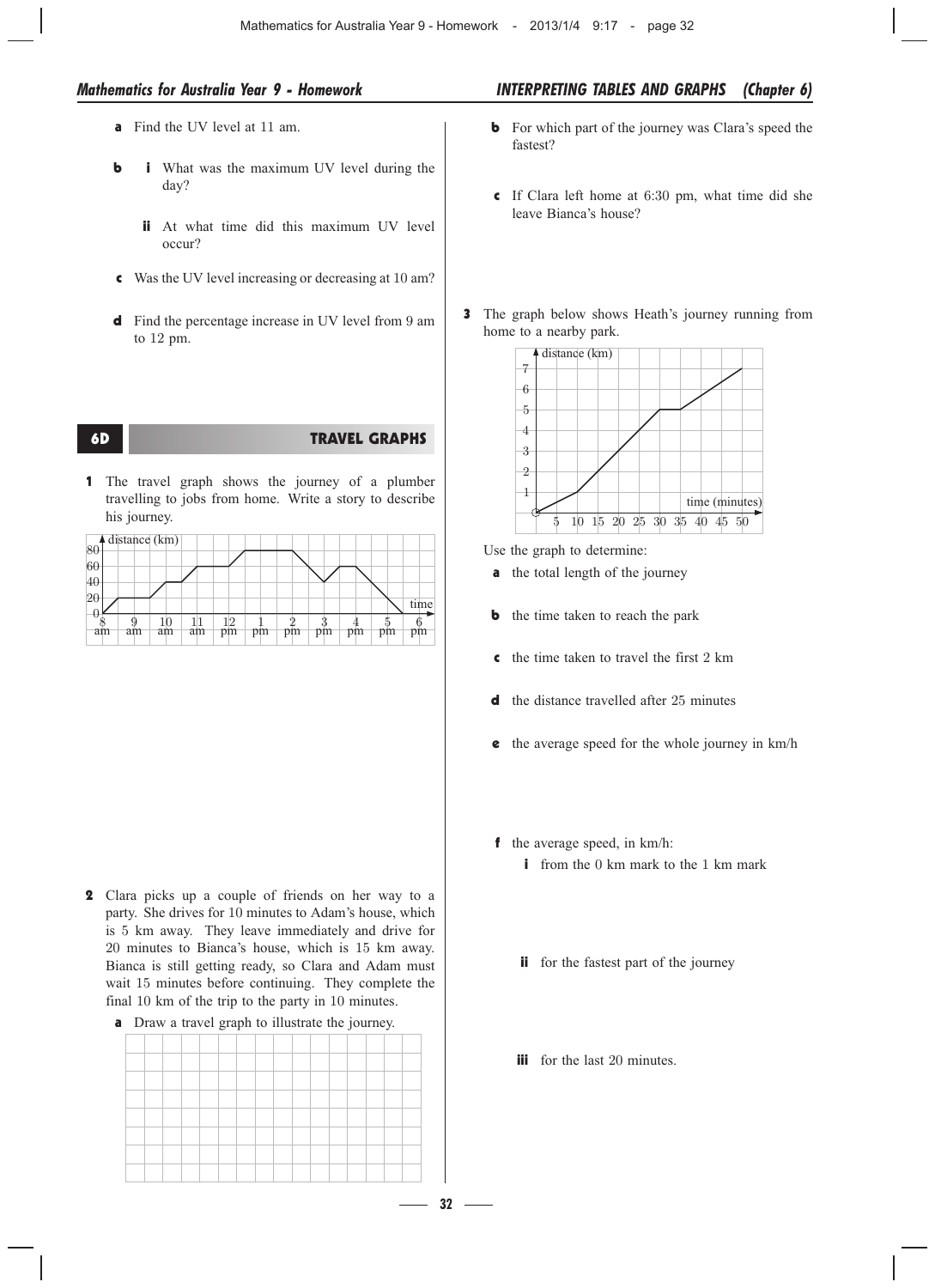**a** Find the UV level at 11 am.

**b** **i** What was the maximum UV level during the day?

**ii** At what time did this maximum UV level occur?

**c** Was the UV level increasing or decreasing at 10 am?

**d** Find the percentage increase in UV level from 9 am to 12 pm.

## 6D TRAVEL GRAPHS

**1** The travel graph shows the journey of a plumber travelling to jobs from home. Write a story to describe his journey.

**2** Clara picks up a couple of friends on her way to a party. She drives for 10 minutes to Adam's house, which is 5 km away. They leave immediately and drive for 20 minutes to Bianca's house, which is 15 km away. Bianca is still getting ready, so Clara and Adam must wait 15 minutes before continuing. They complete the final 10 km of the trip to the party in 10 minutes.

**a** Draw a travel graph to illustrate the journey.

**b** For which part of the journey was Clara's speed the fastest?

**c** If Clara left home at 6:30 pm, what time did she leave Bianca's house?

**3** The graph below shows Heath's journey running from home to a nearby park.

Use the graph to determine:

**a** the total length of the journey

**b** the time taken to reach the park

**c** the time taken to travel the first 2 km

**d** the distance travelled after 25 minutes

**e** the average speed for the whole journey in km/h

**f** the average speed, in km/h:

**i** from the 0 km mark to the 1 km mark

**ii** for the fastest part of the journey

**iii** for the last 20 minutes.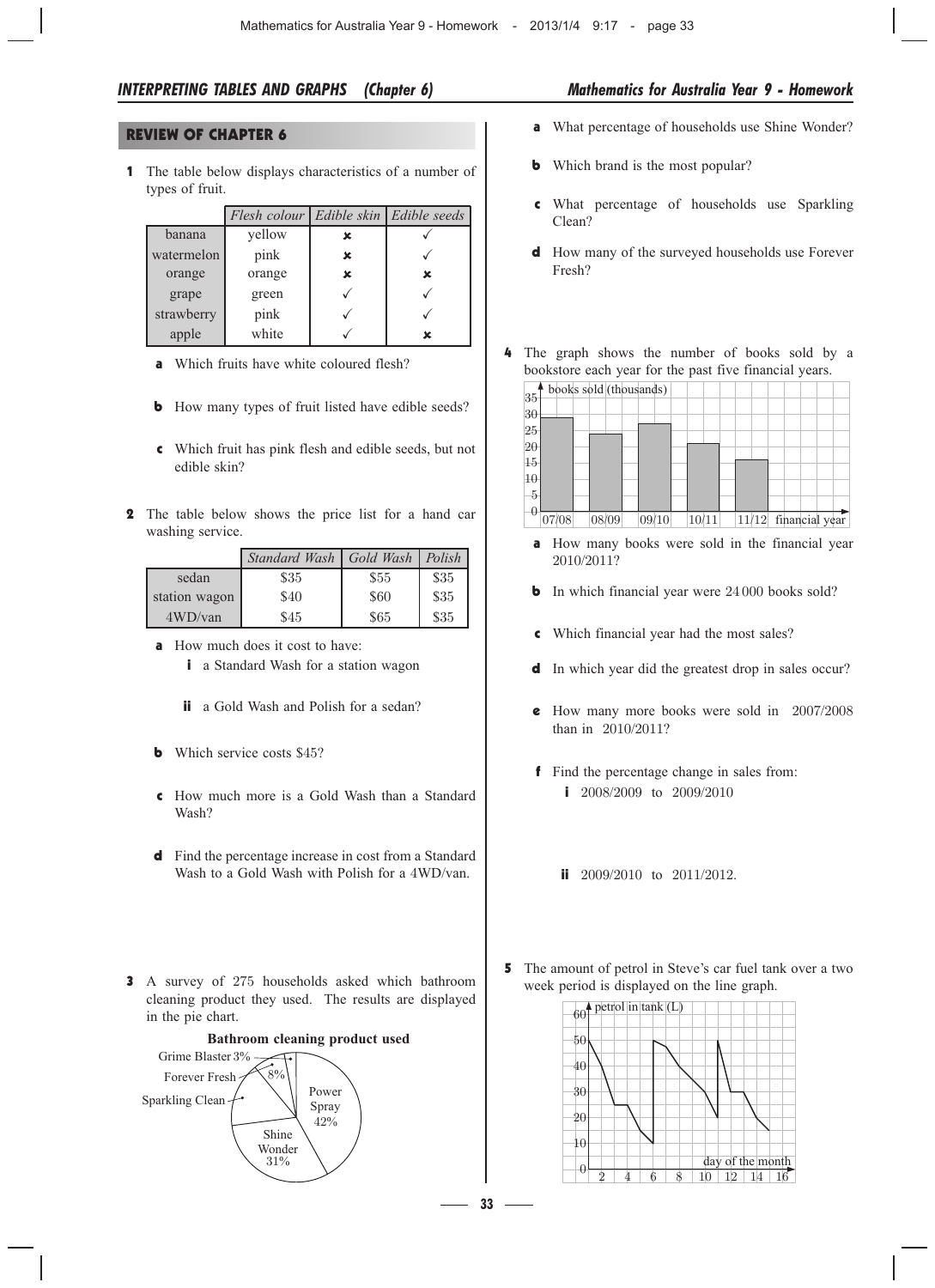## REVIEW OF CHAPTER 6

**1** The table below displays characteristics of a number of types of fruit.

| | *Flesh colour* | *Edible skin* | *Edible seeds* |
|---|---|---|---|
| banana | yellow | ✗ | ✓ |
| watermelon | pink | ✗ | ✓ |
| orange | orange | ✗ | ✗ |
| grape | green | ✓ | ✓ |
| strawberry | pink | ✓ | ✓ |
| apple | white | ✓ | ✗ |

**a** Which fruits have white coloured flesh?

**b** How many types of fruit listed have edible seeds?

**c** Which fruit has pink flesh and edible seeds, but not edible skin?

**2** The table below shows the price list for a hand car washing service.

| | *Standard Wash* | *Gold Wash* | *Polish* |
|---|---|---|---|
| sedan | \$35 | \$55 | \$35 |
| station wagon | \$40 | \$60 | \$35 |
| 4WD/van | \$45 | \$65 | \$35 |

**a** How much does it cost to have:

**i** a Standard Wash for a station wagon

**ii** a Gold Wash and Polish for a sedan?

**b** Which service costs \$45?

**c** How much more is a Gold Wash than a Standard Wash?

**d** Find the percentage increase in cost from a Standard Wash to a Gold Wash with Polish for a 4WD/van.

**3** A survey of 275 households asked which bathroom cleaning product they used. The results are displayed in the pie chart.

**Bathroom cleaning product used**

Grime Blaster 3%, Forever Fresh 8%, Sparkling Clean, Power Spray 42%, Shine Wonder 31%

**a** What percentage of households use Shine Wonder?

**b** Which brand is the most popular?

**c** What percentage of households use Sparkling Clean?

**d** How many of the surveyed households use Forever Fresh?

**4** The graph shows the number of books sold by a bookstore each year for the past five financial years.

books sold (thousands): 07/08, 08/09, 09/10, 10/11, 11/12 — financial year

**a** How many books were sold in the financial year 2010/2011?

**b** In which financial year were 24 000 books sold?

**c** Which financial year had the most sales?

**d** In which year did the greatest drop in sales occur?

**e** How many more books were sold in 2007/2008 than in 2010/2011?

**f** Find the percentage change in sales from:

**i** 2008/2009 to 2009/2010

**ii** 2009/2010 to 2011/2012.

**5** The amount of petrol in Steve's car fuel tank over a two week period is displayed on the line graph.

petrol in tank (L) — day of the month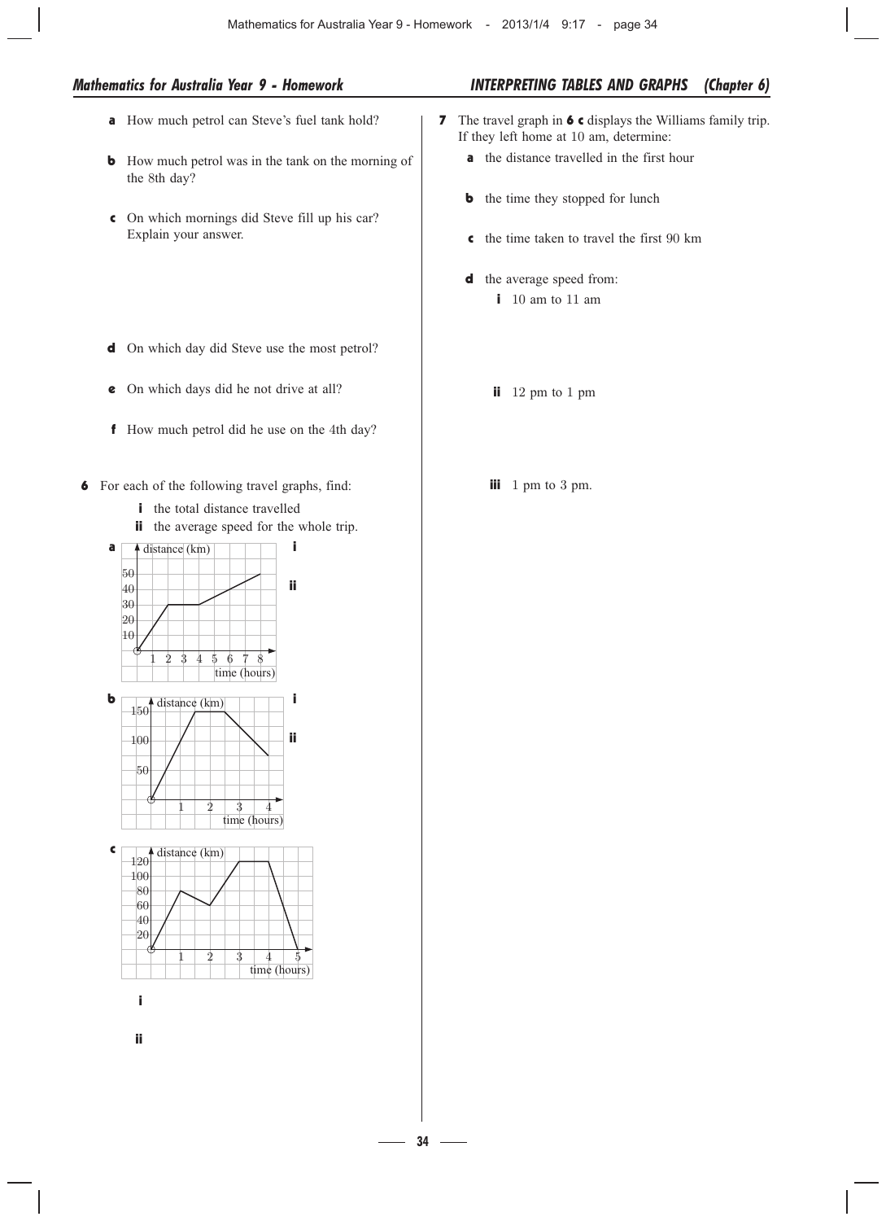**a** How much petrol can Steve's fuel tank hold?

**b** How much petrol was in the tank on the morning of the 8th day?

**c** On which mornings did Steve fill up his car? Explain your answer.

**d** On which day did Steve use the most petrol?

**e** On which days did he not drive at all?

**f** How much petrol did he use on the 4th day?

**6** For each of the following travel graphs, find:

**i** the total distance travelled

**ii** the average speed for the whole trip.

**a**

distance (km)

50
40
30
20
10
0

1 2 3 4 5 6 7 8

time (hours)

**i**

**ii**

**b**

distance (km)

150
100
50
0

1 2 3 4

time (hours)

**i**

**ii**

**c**

distance (km)

120
100
80
60
40
20
0

1 2 3 4 5

time (hours)

**i**

**ii**

**7** The travel graph in **6 c** displays the Williams family trip. If they left home at 10 am, determine:

**a** the distance travelled in the first hour

**b** the time they stopped for lunch

**c** the time taken to travel the first 90 km

**d** the average speed from:

**i** 10 am to 11 am

**ii** 12 pm to 1 pm

**iii** 1 pm to 3 pm.